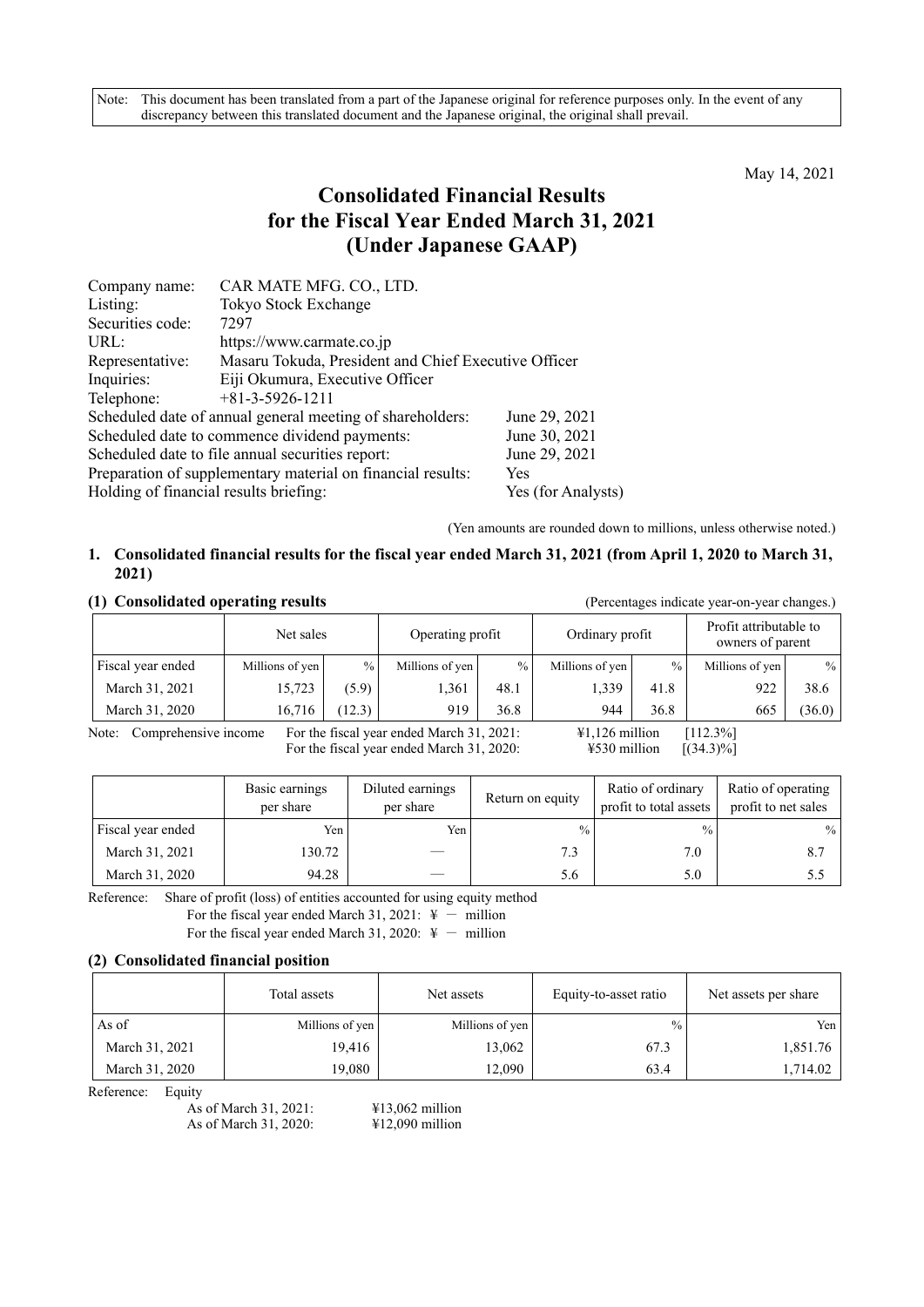Note: This document has been translated from a part of the Japanese original for reference purposes only. In the event of any discrepancy between this translated document and the Japanese original, the original shall prevail.

May 14, 2021

# Consolidated Financial Results for the Fiscal Year Ended March 31, 2021 (Under Japanese GAAP)

| | |
|---|---|
| Company name: | CAR MATE MFG. CO., LTD. |
| Listing: | Tokyo Stock Exchange |
| Securities code: | 7297 |
| URL: | https://www.carmate.co.jp |
| Representative: | Masaru Tokuda, President and Chief Executive Officer |
| Inquiries: | Eiji Okumura, Executive Officer |
| Telephone: | +81-3-5926-1211 |

| | |
|---|---|
| Scheduled date of annual general meeting of shareholders: | June 29, 2021 |
| Scheduled date to commence dividend payments: | June 30, 2021 |
| Scheduled date to file annual securities report: | June 29, 2021 |
| Preparation of supplementary material on financial results: | Yes |
| Holding of financial results briefing: | Yes (for Analysts) |

(Yen amounts are rounded down to millions, unless otherwise noted.)

## 1. Consolidated financial results for the fiscal year ended March 31, 2021 (from April 1, 2020 to March 31, 2021)

### (1) Consolidated operating results

(Percentages indicate year-on-year changes.)

| | Net sales | | Operating profit | | Ordinary profit | | Profit attributable to owners of parent | |
|---|---|---|---|---|---|---|---|---|
| Fiscal year ended | Millions of yen | % | Millions of yen | % | Millions of yen | % | Millions of yen | % |
| March 31, 2021 | 15,723 | (5.9) | 1,361 | 48.1 | 1,339 | 41.8 | 922 | 38.6 |
| March 31, 2020 | 16,716 | (12.3) | 919 | 36.8 | 944 | 36.8 | 665 | (36.0) |

Note: Comprehensive income For the fiscal year ended March 31, 2021: ¥1,126 million [112.3%]
For the fiscal year ended March 31, 2020: ¥530 million [(34.3)%]

| | Basic earnings per share | Diluted earnings per share | Return on equity | Ratio of ordinary profit to total assets | Ratio of operating profit to net sales |
|---|---|---|---|---|---|
| Fiscal year ended | Yen | Yen | % | % | % |
| March 31, 2021 | 130.72 | — | 7.3 | 7.0 | 8.7 |
| March 31, 2020 | 94.28 | — | 5.6 | 5.0 | 5.5 |

Reference: Share of profit (loss) of entities accounted for using equity method
For the fiscal year ended March 31, 2021: ¥ − million
For the fiscal year ended March 31, 2020: ¥ − million

### (2) Consolidated financial position

| | Total assets | Net assets | Equity-to-asset ratio | Net assets per share |
|---|---|---|---|---|
| As of | Millions of yen | Millions of yen | % | Yen |
| March 31, 2021 | 19,416 | 13,062 | 67.3 | 1,851.76 |
| March 31, 2020 | 19,080 | 12,090 | 63.4 | 1,714.02 |

Reference: Equity
As of March 31, 2021: ¥13,062 million
As of March 31, 2020: ¥12,090 million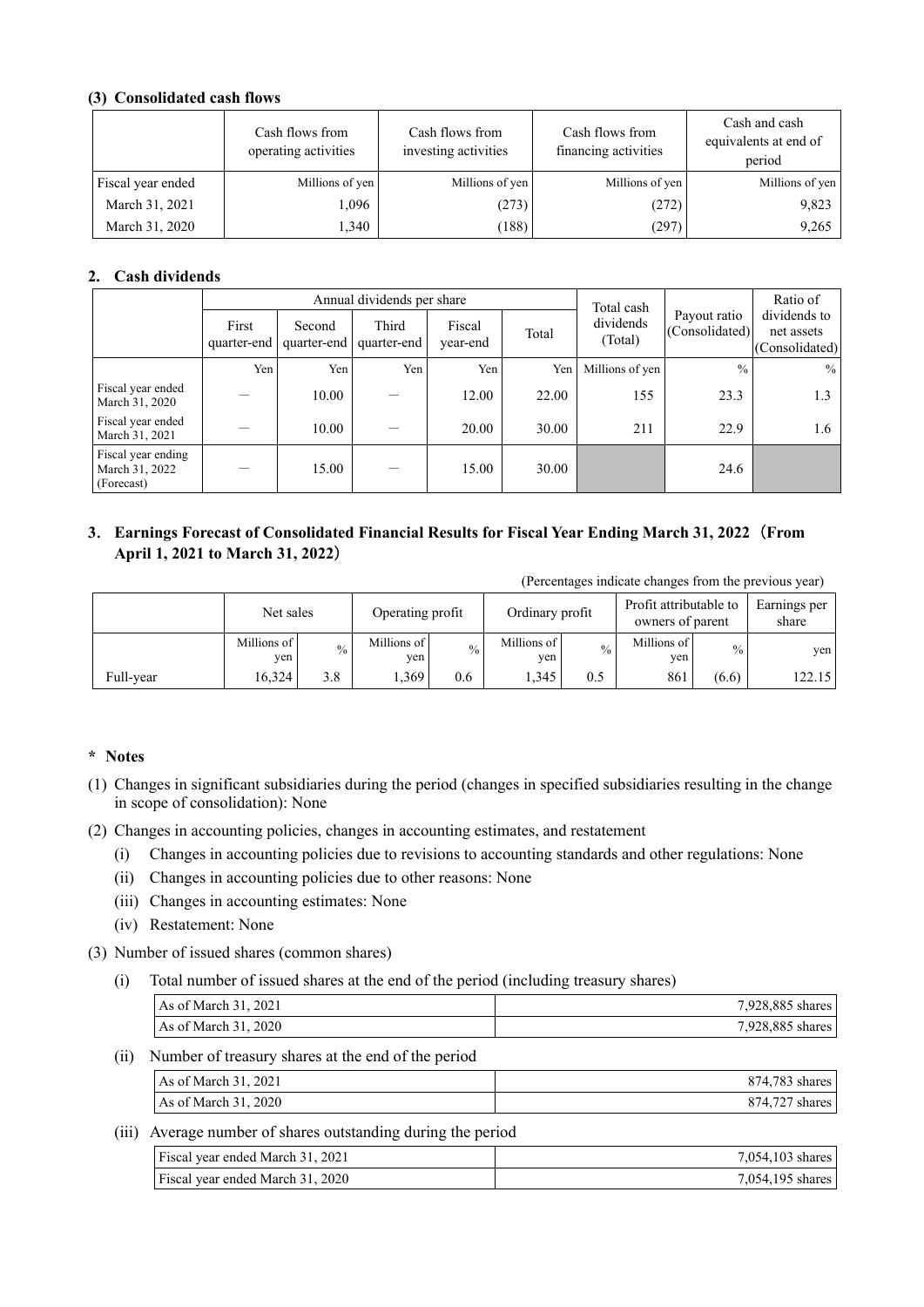### (3) Consolidated cash flows

| | Cash flows from operating activities | Cash flows from investing activities | Cash flows from financing activities | Cash and cash equivalents at end of period |
|---|---|---|---|---|
| Fiscal year ended | Millions of yen | Millions of yen | Millions of yen | Millions of yen |
| March 31, 2021 | 1,096 | (273) | (272) | 9,823 |
| March 31, 2020 | 1,340 | (188) | (297) | 9,265 |

## 2. Cash dividends

| | Annual dividends per share | | | | | Total cash dividends (Total) | Payout ratio (Consolidated) | Ratio of dividends to net assets (Consolidated) |
|---|---|---|---|---|---|---|---|---|
| | First quarter-end | Second quarter-end | Third quarter-end | Fiscal year-end | Total | | | |
| | Yen | Yen | Yen | Yen | Yen | Millions of yen | % | % |
| Fiscal year ended March 31, 2020 | – | 10.00 | – | 12.00 | 22.00 | 155 | 23.3 | 1.3 |
| Fiscal year ended March 31, 2021 | – | 10.00 | – | 20.00 | 30.00 | 211 | 22.9 | 1.6 |
| Fiscal year ending March 31, 2022 (Forecast) | – | 15.00 | – | 15.00 | 30.00 | | 24.6 | |

## 3. Earnings Forecast of Consolidated Financial Results for Fiscal Year Ending March 31, 2022 (From April 1, 2021 to March 31, 2022)

(Percentages indicate changes from the previous year)

| | Net sales | | Operating profit | | Ordinary profit | | Profit attributable to owners of parent | | Earnings per share |
|---|---|---|---|---|---|---|---|---|---|
| | Millions of yen | % | Millions of yen | % | Millions of yen | % | Millions of yen | % | yen |
| Full-year | 16,324 | 3.8 | 1,369 | 0.6 | 1,345 | 0.5 | 861 | (6.6) | 122.15 |

**\* Notes**

(1) Changes in significant subsidiaries during the period (changes in specified subsidiaries resulting in the change in scope of consolidation): None

(2) Changes in accounting policies, changes in accounting estimates, and restatement

(i) Changes in accounting policies due to revisions to accounting standards and other regulations: None

(ii) Changes in accounting policies due to other reasons: None

(iii) Changes in accounting estimates: None

(iv) Restatement: None

(3) Number of issued shares (common shares)

(i) Total number of issued shares at the end of the period (including treasury shares)

| | |
|---|---|
| As of March 31, 2021 | 7,928,885 shares |
| As of March 31, 2020 | 7,928,885 shares |

(ii) Number of treasury shares at the end of the period

| | |
|---|---|
| As of March 31, 2021 | 874,783 shares |
| As of March 31, 2020 | 874,727 shares |

(iii) Average number of shares outstanding during the period

| | |
|---|---|
| Fiscal year ended March 31, 2021 | 7,054,103 shares |
| Fiscal year ended March 31, 2020 | 7,054,195 shares |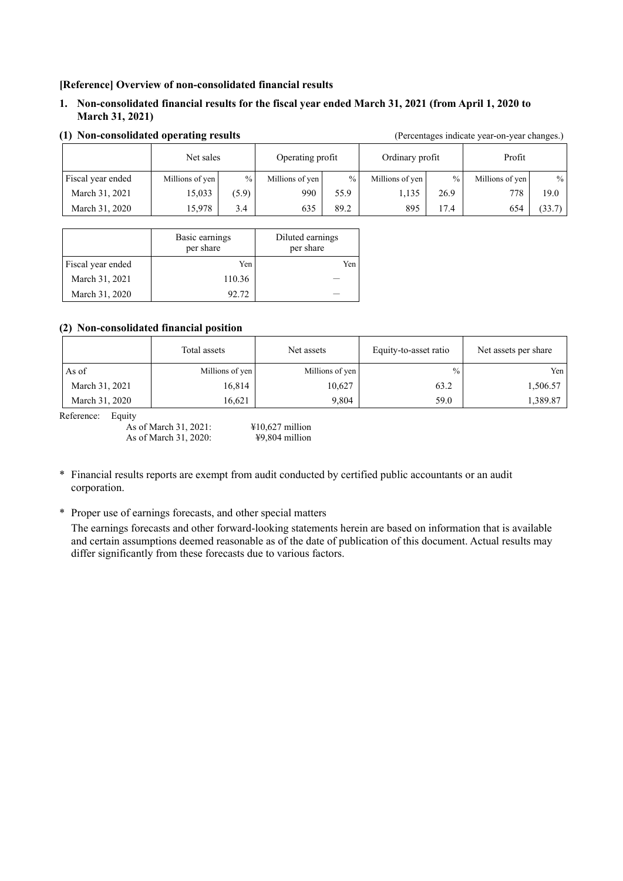**[Reference] Overview of non-consolidated financial results**

**1. Non-consolidated financial results for the fiscal year ended March 31, 2021 (from April 1, 2020 to March 31, 2021)**

**(1) Non-consolidated operating results**

(Percentages indicate year-on-year changes.)

| | Net sales | | Operating profit | | Ordinary profit | | Profit | |
|---|---|---|---|---|---|---|---|---|
| Fiscal year ended | Millions of yen | % | Millions of yen | % | Millions of yen | % | Millions of yen | % |
| March 31, 2021 | 15,033 | (5.9) | 990 | 55.9 | 1,135 | 26.9 | 778 | 19.0 |
| March 31, 2020 | 15,978 | 3.4 | 635 | 89.2 | 895 | 17.4 | 654 | (33.7) |

| | Basic earnings per share | Diluted earnings per share |
|---|---|---|
| Fiscal year ended | Yen | Yen |
| March 31, 2021 | 110.36 | — |
| March 31, 2020 | 92.72 | — |

**(2) Non-consolidated financial position**

| | Total assets | Net assets | Equity-to-asset ratio | Net assets per share |
|---|---|---|---|---|
| As of | Millions of yen | Millions of yen | % | Yen |
| March 31, 2021 | 16,814 | 10,627 | 63.2 | 1,506.57 |
| March 31, 2020 | 16,621 | 9,804 | 59.0 | 1,389.87 |

Reference: Equity
As of March 31, 2021: ¥10,627 million
As of March 31, 2020: ¥9,804 million

* Financial results reports are exempt from audit conducted by certified public accountants or an audit corporation.

* Proper use of earnings forecasts, and other special matters

  The earnings forecasts and other forward-looking statements herein are based on information that is available and certain assumptions deemed reasonable as of the date of publication of this document. Actual results may differ significantly from these forecasts due to various factors.